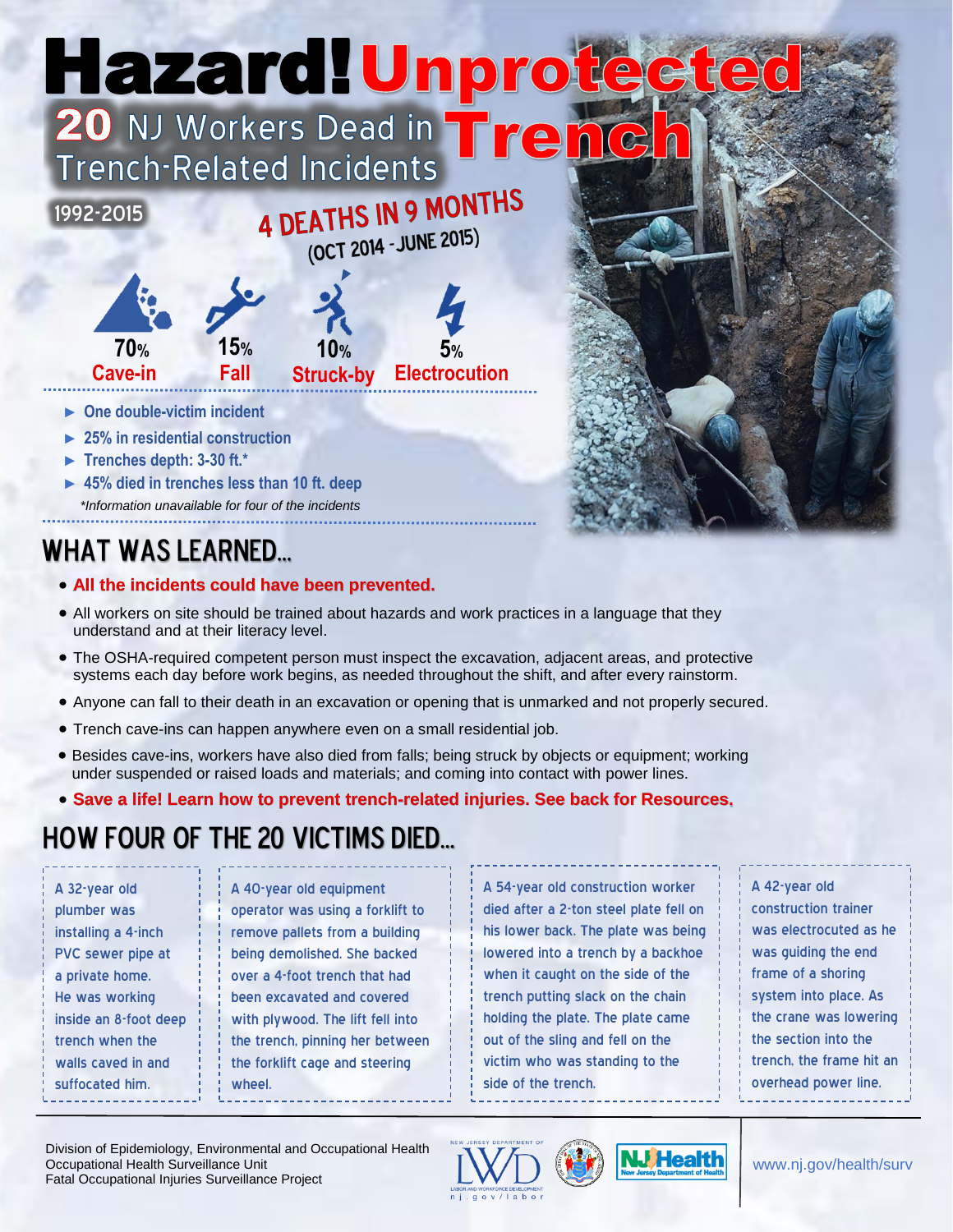# Hazard! Unprotected Trench

## 20 NJ Workers Dead in Trench-Related Incidents

1992-2015

**4 DEATHS IN 9 MONTHS (OCT 2014 - JUNE 2015)**

| 70% | 15% | 10% | 5% |
|---|---|---|---|
| Cave-in | Fall | Struck-by | Electrocution |

- One double-victim incident
- 25% in residential construction
- Trenches depth: 3-30 ft.*
- 45% died in trenches less than 10 ft. deep

*\*Information unavailable for four of the incidents*

## WHAT WAS LEARNED...

- **All the incidents could have been prevented.**
- All workers on site should be trained about hazards and work practices in a language that they understand and at their literacy level.
- The OSHA-required competent person must inspect the excavation, adjacent areas, and protective systems each day before work begins, as needed throughout the shift, and after every rainstorm.
- Anyone can fall to their death in an excavation or opening that is unmarked and not properly secured.
- Trench cave-ins can happen anywhere even on a small residential job.
- Besides cave-ins, workers have also died from falls; being struck by objects or equipment; working under suspended or raised loads and materials; and coming into contact with power lines.
- **Save a life! Learn how to prevent trench-related injuries. See back for Resources.**

## HOW FOUR OF THE 20 VICTIMS DIED...

A 32-year old plumber was installing a 4-inch PVC sewer pipe at a private home. He was working inside an 8-foot deep trench when the walls caved in and suffocated him.

A 40-year old equipment operator was using a forklift to remove pallets from a building being demolished. She backed over a 4-foot trench that had been excavated and covered with plywood. The lift fell into the trench, pinning her between the forklift cage and steering wheel.

A 54-year old construction worker died after a 2-ton steel plate fell on his lower back. The plate was being lowered into a trench by a backhoe when it caught on the side of the trench putting slack on the chain holding the plate. The plate came out of the sling and fell on the victim who was standing to the side of the trench.

A 42-year old construction trainer was electrocuted as he was guiding the end frame of a shoring system into place. As the crane was lowering the section into the trench, the frame hit an overhead power line.

Division of Epidemiology, Environmental and Occupational Health
Occupational Health Surveillance Unit
Fatal Occupational Injuries Surveillance Project

www.nj.gov/health/surv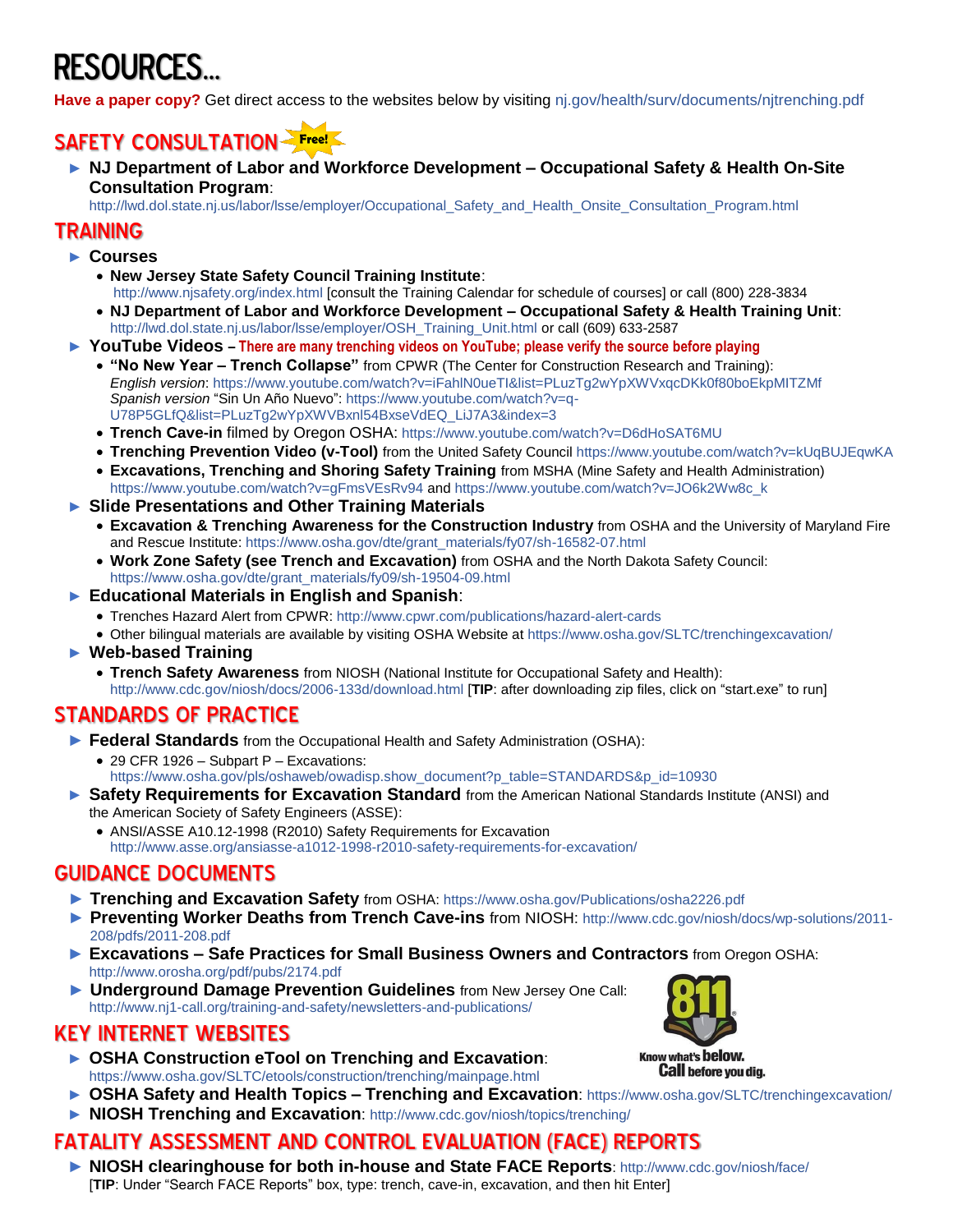# RESOURCES...

**Have a paper copy?** Get direct access to the websites below by visiting nj.gov/health/surv/documents/njtrenching.pdf

## SAFETY CONSULTATION Free!

- **NJ Department of Labor and Workforce Development – Occupational Safety & Health On-Site Consultation Program**: http://lwd.dol.state.nj.us/labor/lsse/employer/Occupational_Safety_and_Health_Onsite_Consultation_Program.html

## TRAINING

- **Courses**
  - **New Jersey State Safety Council Training Institute**: http://www.njsafety.org/index.html [consult the Training Calendar for schedule of courses] or call (800) 228-3834
  - **NJ Department of Labor and Workforce Development – Occupational Safety & Health Training Unit**: http://lwd.dol.state.nj.us/labor/lsse/employer/OSH_Training_Unit.html or call (609) 633-2587
- **YouTube Videos – There are many trenching videos on YouTube; please verify the source before playing**
  - **"No New Year – Trench Collapse"** from CPWR (The Center for Construction Research and Training): *English version*: https://www.youtube.com/watch?v=iFahlN0ueTI&list=PLuzTg2wYpXWVxqcDKk0f80boEkpMITZMf *Spanish version* "Sin Un Año Nuevo": https://www.youtube.com/watch?v=q-U78P5GLfQ&list=PLuzTg2wYpXWVBxnl54BxseVdEQ_LiJ7A3&index=3
  - **Trench Cave-in** filmed by Oregon OSHA: https://www.youtube.com/watch?v=D6dHoSAT6MU
  - **Trenching Prevention Video (v-Tool)** from the United Safety Council https://www.youtube.com/watch?v=kUqBUJEqwKA
  - **Excavations, Trenching and Shoring Safety Training** from MSHA (Mine Safety and Health Administration) https://www.youtube.com/watch?v=gFmsVEsRv94 and https://www.youtube.com/watch?v=JO6k2Ww8c_k
- **Slide Presentations and Other Training Materials**
  - **Excavation & Trenching Awareness for the Construction Industry** from OSHA and the University of Maryland Fire and Rescue Institute: https://www.osha.gov/dte/grant_materials/fy07/sh-16582-07.html
  - **Work Zone Safety (see Trench and Excavation)** from OSHA and the North Dakota Safety Council: https://www.osha.gov/dte/grant_materials/fy09/sh-19504-09.html
- **Educational Materials in English and Spanish**:
  - Trenches Hazard Alert from CPWR: http://www.cpwr.com/publications/hazard-alert-cards
  - Other bilingual materials are available by visiting OSHA Website at https://www.osha.gov/SLTC/trenchingexcavation/
- **Web-based Training**
  - **Trench Safety Awareness** from NIOSH (National Institute for Occupational Safety and Health): http://www.cdc.gov/niosh/docs/2006-133d/download.html [**TIP**: after downloading zip files, click on "start.exe" to run]

## STANDARDS OF PRACTICE

- **Federal Standards** from the Occupational Health and Safety Administration (OSHA):
  - 29 CFR 1926 – Subpart P – Excavations: https://www.osha.gov/pls/oshaweb/owadisp.show_document?p_table=STANDARDS&p_id=10930
- **Safety Requirements for Excavation Standard** from the American National Standards Institute (ANSI) and the American Society of Safety Engineers (ASSE):
  - ANSI/ASSE A10.12-1998 (R2010) Safety Requirements for Excavation http://www.asse.org/ansiasse-a1012-1998-r2010-safety-requirements-for-excavation/

## GUIDANCE DOCUMENTS

- **Trenching and Excavation Safety** from OSHA: https://www.osha.gov/Publications/osha2226.pdf
- **Preventing Worker Deaths from Trench Cave-ins** from NIOSH: http://www.cdc.gov/niosh/docs/wp-solutions/2011-208/pdfs/2011-208.pdf
- **Excavations – Safe Practices for Small Business Owners and Contractors** from Oregon OSHA: http://www.orosha.org/pdf/pubs/2174.pdf
- **Underground Damage Prevention Guidelines** from New Jersey One Call: http://www.nj1-call.org/training-and-safety/newsletters-and-publications/

811 Know what's below. Call before you dig.

## KEY INTERNET WEBSITES

- **OSHA Construction eTool on Trenching and Excavation**: https://www.osha.gov/SLTC/etools/construction/trenching/mainpage.html
- **OSHA Safety and Health Topics – Trenching and Excavation**: https://www.osha.gov/SLTC/trenchingexcavation/
- **NIOSH Trenching and Excavation**: http://www.cdc.gov/niosh/topics/trenching/

## FATALITY ASSESSMENT AND CONTROL EVALUATION (FACE) REPORTS

- **NIOSH clearinghouse for both in-house and State FACE Reports**: http://www.cdc.gov/niosh/face/ [**TIP**: Under "Search FACE Reports" box, type: trench, cave-in, excavation, and then hit Enter]